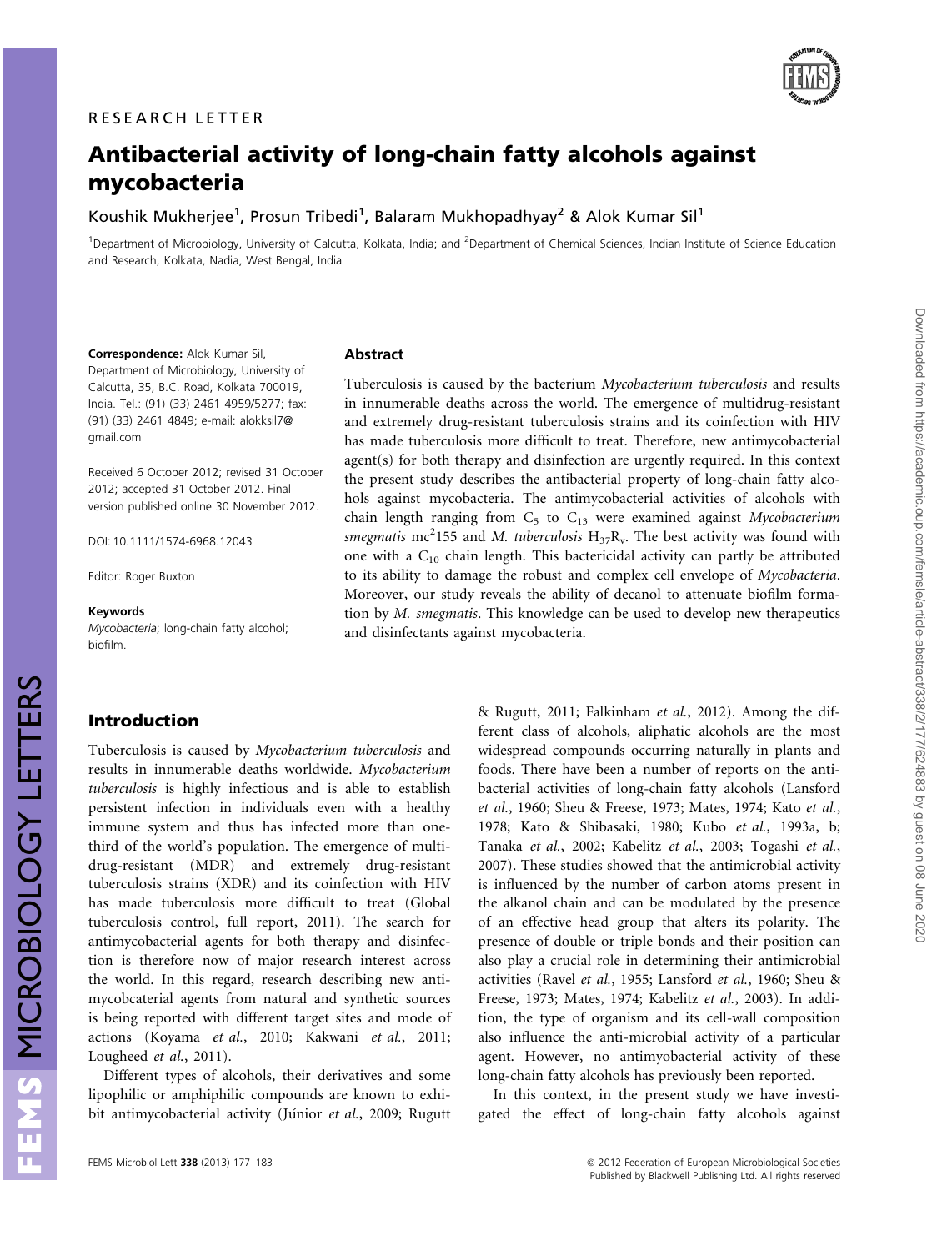RESEARCH LETTER

# Antibacterial activity of long-chain fatty alcohols against mycobacteria

Koushik Mukherjee[1], Prosun Tribedi[1], Balaram Mukhopadhyay[2] & Alok Kumar Sil[1]

[1]Department of Microbiology, University of Calcutta, Kolkata, India; and [2]Department of Chemical Sciences, Indian Institute of Science Education and Research, Kolkata, Nadia, West Bengal, India

**Correspondence:** Alok Kumar Sil, Department of Microbiology, University of Calcutta, 35, B.C. Road, Kolkata 700019, India. Tel.: (91) (33) 2461 4959/5277; fax: (91) (33) 2461 4849; e-mail: alokksil7@gmail.com

Received 6 October 2012; revised 31 October 2012; accepted 31 October 2012. Final version published online 30 November 2012.

DOI: 10.1111/1574-6968.12043

Editor: Roger Buxton

**Keywords**
*Mycobacteria*; long-chain fatty alcohol; biofilm.

## Abstract

Tuberculosis is caused by the bacterium *Mycobacterium tuberculosis* and results in innumerable deaths across the world. The emergence of multidrug-resistant and extremely drug-resistant tuberculosis strains and its coinfection with HIV has made tuberculosis more difficult to treat. Therefore, new antimycobacterial agent(s) for both therapy and disinfection are urgently required. In this context the present study describes the antibacterial property of long-chain fatty alcohols against mycobacteria. The antimycobacterial activities of alcohols with chain length ranging from $C_5$ to $C_{13}$ were examined against *Mycobacterium smegmatis* mc$^2$155 and *M. tuberculosis* $H_{37}R_v$. The best activity was found with one with a $C_{10}$ chain length. This bactericidal activity can partly be attributed to its ability to damage the robust and complex cell envelope of *Mycobacteria*. Moreover, our study reveals the ability of decanol to attenuate biofilm formation by *M. smegmatis*. This knowledge can be used to develop new therapeutics and disinfectants against mycobacteria.

## Introduction

Tuberculosis is caused by *Mycobacterium tuberculosis* and results in innumerable deaths worldwide. *Mycobacterium tuberculosis* is highly infectious and is able to establish persistent infection in individuals even with a healthy immune system and thus has infected more than one-third of the world's population. The emergence of multi-drug-resistant (MDR) and extremely drug-resistant tuberculosis strains (XDR) and its coinfection with HIV has made tuberculosis more difficult to treat (Global tuberculosis control, full report, 2011). The search for antimycobacterial agents for both therapy and disinfection is therefore now of major research interest across the world. In this regard, research describing new antimycobcaterial agents from natural and synthetic sources is being reported with different target sites and mode of actions (Koyama *et al.*, 2010; Kakwani *et al.*, 2011; Lougheed *et al.*, 2011).

Different types of alcohols, their derivatives and some lipophilic or amphiphilic compounds are known to exhibit antimycobacterial activity (Júnior *et al.*, 2009; Rugutt & Rugutt, 2011; Falkinham *et al.*, 2012). Among the different class of alcohols, aliphatic alcohols are the most widespread compounds occurring naturally in plants and foods. There have been a number of reports on the antibacterial activities of long-chain fatty alcohols (Lansford *et al.*, 1960; Sheu & Freese, 1973; Mates, 1974; Kato *et al.*, 1978; Kato & Shibasaki, 1980; Kubo *et al.*, 1993a, b; Tanaka *et al.*, 2002; Kabelitz *et al.*, 2003; Togashi *et al.*, 2007). These studies showed that the antimicrobial activity is influenced by the number of carbon atoms present in the alkanol chain and can be modulated by the presence of an effective head group that alters its polarity. The presence of double or triple bonds and their position can also play a crucial role in determining their antimicrobial activities (Ravel *et al.*, 1955; Lansford *et al.*, 1960; Sheu & Freese, 1973; Mates, 1974; Kabelitz *et al.*, 2003). In addition, the type of organism and its cell-wall composition also influence the anti-microbial activity of a particular agent. However, no antimyobacterial activity of these long-chain fatty alcohols has previously been reported.

In this context, in the present study we have investigated the effect of long-chain fatty alcohols against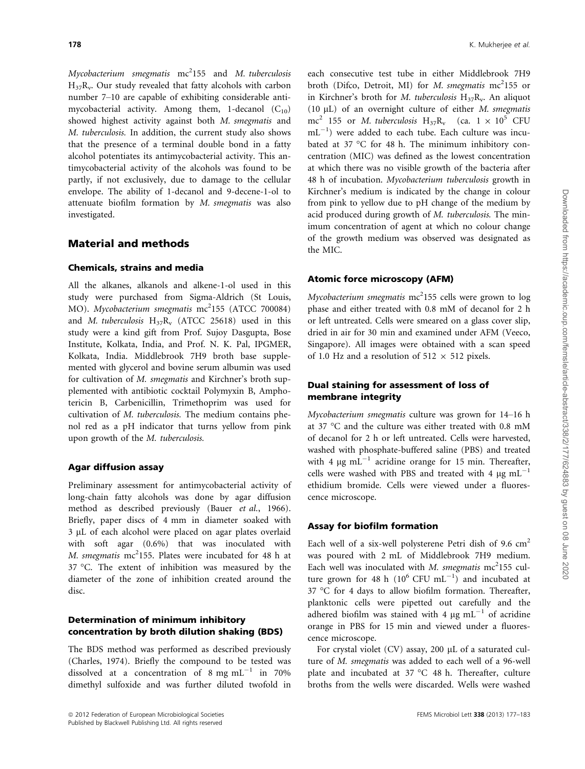*Mycobacterium smegmatis* mc$^2$155 and *M. tuberculosis* $H_{37}R_v$. Our study revealed that fatty alcohols with carbon number 7–10 are capable of exhibiting considerable antimycobacterial activity. Among them, 1-decanol ($C_{10}$) showed highest activity against both *M. smegmatis* and *M. tuberculosis*. In addition, the current study also shows that the presence of a terminal double bond in a fatty alcohol potentiates its antimycobacterial activity. This antimycobacterial activity of the alcohols was found to be partly, if not exclusively, due to damage to the cellular envelope. The ability of 1-decanol and 9-decene-1-ol to attenuate biofilm formation by *M. smegmatis* was also investigated.

## Material and methods

### Chemicals, strains and media

All the alkanes, alkanols and alkene-1-ol used in this study were purchased from Sigma-Aldrich (St Louis, MO). *Mycobacterium smegmatis* mc$^2$155 (ATCC 700084) and *M. tuberculosis* $H_{37}R_v$ (ATCC 25618) used in this study were a kind gift from Prof. Sujoy Dasgupta, Bose Institute, Kolkata, India, and Prof. N. K. Pal, IPGMER, Kolkata, India. Middlebrook 7H9 broth base supplemented with glycerol and bovine serum albumin was used for cultivation of *M. smegmatis* and Kirchner's broth supplemented with antibiotic cocktail Polymyxin B, Amphotericin B, Carbenicillin, Trimethoprim was used for cultivation of *M. tuberculosis.* The medium contains phenol red as a pH indicator that turns yellow from pink upon growth of the *M. tuberculosis*.

### Agar diffusion assay

Preliminary assessment for antimycobacterial activity of long-chain fatty alcohols was done by agar diffusion method as described previously (Bauer *et al.*, 1966). Briefly, paper discs of 4 mm in diameter soaked with 3 μL of each alcohol were placed on agar plates overlaid with soft agar (0.6%) that was inoculated with *M. smegmatis* mc$^2$155. Plates were incubated for 48 h at 37 °C. The extent of inhibition was measured by the diameter of the zone of inhibition created around the disc.

### Determination of minimum inhibitory concentration by broth dilution shaking (BDS)

The BDS method was performed as described previously (Charles, 1974). Briefly the compound to be tested was dissolved at a concentration of 8 mg mL$^{-1}$ in 70% dimethyl sulfoxide and was further diluted twofold in each consecutive test tube in either Middlebrook 7H9 broth (Difco, Detroit, MI) for *M. smegmatis* mc$^2$155 or in Kirchner's broth for *M. tuberculosis* $H_{37}R_v$. An aliquot (10 μL) of an overnight culture of either *M. smegmatis* mc$^2$ 155 or *M. tuberculosis* $H_{37}R_v$ (ca. $1 \times 10^5$ CFU mL$^{-1}$) were added to each tube. Each culture was incubated at 37 °C for 48 h. The minimum inhibitory concentration (MIC) was defined as the lowest concentration at which there was no visible growth of the bacteria after 48 h of incubation. *Mycobacterium tuberculosis* growth in Kirchner's medium is indicated by the change in colour from pink to yellow due to pH change of the medium by acid produced during growth of *M. tuberculosis.* The minimum concentration of agent at which no colour change of the growth medium was observed was designated as the MIC.

### Atomic force microscopy (AFM)

*Mycobacterium smegmatis* mc$^2$155 cells were grown to log phase and either treated with 0.8 mM of decanol for 2 h or left untreated. Cells were smeared on a glass cover slip, dried in air for 30 min and examined under AFM (Veeco, Singapore). All images were obtained with a scan speed of 1.0 Hz and a resolution of 512 × 512 pixels.

### Dual staining for assessment of loss of membrane integrity

*Mycobacterium smegmatis* culture was grown for 14–16 h at 37 °C and the culture was either treated with 0.8 mM of decanol for 2 h or left untreated. Cells were harvested, washed with phosphate-buffered saline (PBS) and treated with 4 μg mL$^{-1}$ acridine orange for 15 min. Thereafter, cells were washed with PBS and treated with 4 μg mL$^{-1}$ ethidium bromide. Cells were viewed under a fluorescence microscope.

### Assay for biofilm formation

Each well of a six-well polysterene Petri dish of 9.6 cm$^2$ was poured with 2 mL of Middlebrook 7H9 medium. Each well was inoculated with *M. smegmatis* mc$^2$155 culture grown for 48 h (10$^6$ CFU mL$^{-1}$) and incubated at 37 °C for 4 days to allow biofilm formation. Thereafter, planktonic cells were pipetted out carefully and the adhered biofilm was stained with 4 μg mL$^{-1}$ of acridine orange in PBS for 15 min and viewed under a fluorescence microscope.

For crystal violet (CV) assay, 200 μL of a saturated culture of *M. smegmatis* was added to each well of a 96-well plate and incubated at 37 °C 48 h. Thereafter, culture broths from the wells were discarded. Wells were washed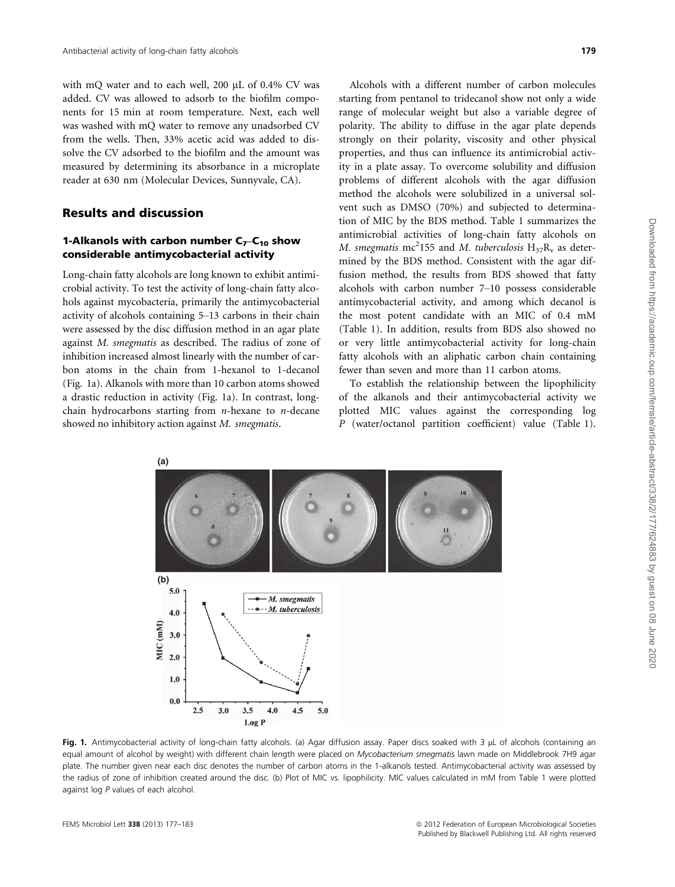with mQ water and to each well, 200 μL of 0.4% CV was added. CV was allowed to adsorb to the biofilm components for 15 min at room temperature. Next, each well was washed with mQ water to remove any unadsorbed CV from the wells. Then, 33% acetic acid was added to dissolve the CV adsorbed to the biofilm and the amount was measured by determining its absorbance in a microplate reader at 630 nm (Molecular Devices, Sunnyvale, CA).

## Results and discussion

### 1-Alkanols with carbon number $C_7$–$C_{10}$ show considerable antimycobacterial activity

Long-chain fatty alcohols are long known to exhibit antimicrobial activity. To test the activity of long-chain fatty alcohols against mycobacteria, primarily the antimycobacterial activity of alcohols containing 5–13 carbons in their chain were assessed by the disc diffusion method in an agar plate against *M. smegmatis* as described. The radius of zone of inhibition increased almost linearly with the number of carbon atoms in the chain from 1-hexanol to 1-decanol (Fig. 1a). Alkanols with more than 10 carbon atoms showed a drastic reduction in activity (Fig. 1a). In contrast, long-chain hydrocarbons starting from *n*-hexane to *n*-decane showed no inhibitory action against *M. smegmatis*.

Alcohols with a different number of carbon molecules starting from pentanol to tridecanol show not only a wide range of molecular weight but also a variable degree of polarity. The ability to diffuse in the agar plate depends strongly on their polarity, viscosity and other physical properties, and thus can influence its antimicrobial activity in a plate assay. To overcome solubility and diffusion problems of different alcohols with the agar diffusion method the alcohols were solubilized in a universal solvent such as DMSO (70%) and subjected to determination of MIC by the BDS method. Table 1 summarizes the antimicrobial activities of long-chain fatty alcohols on *M. smegmatis* mc$^2$155 and *M. tuberculosis* $H_{37}R_v$ as determined by the BDS method. Consistent with the agar diffusion method, the results from BDS showed that fatty alcohols with carbon number 7–10 possess considerable antimycobacterial activity, and among which decanol is the most potent candidate with an MIC of 0.4 mM (Table 1). In addition, results from BDS also showed no or very little antimycobacterial activity for long-chain fatty alcohols with an aliphatic carbon chain containing fewer than seven and more than 11 carbon atoms.

To establish the relationship between the lipophilicity of the alkanols and their antimycobacterial activity we plotted MIC values against the corresponding log *P* (water/octanol partition coefficient) value (Table 1).

**Fig. 1.** Antimycobacterial activity of long-chain fatty alcohols. (a) Agar diffusion assay. Paper discs soaked with 3 μL of alcohols (containing an equal amount of alcohol by weight) with different chain length were placed on *Mycobacterium smegmatis* lawn made on Middlebrook 7H9 agar plate. The number given near each disc denotes the number of carbon atoms in the 1-alkanols tested. Antimycobacterial activity was assessed by the radius of zone of inhibition created around the disc. (b) Plot of MIC vs. lipophilicity. MIC values calculated in mM from Table 1 were plotted against log *P* values of each alcohol.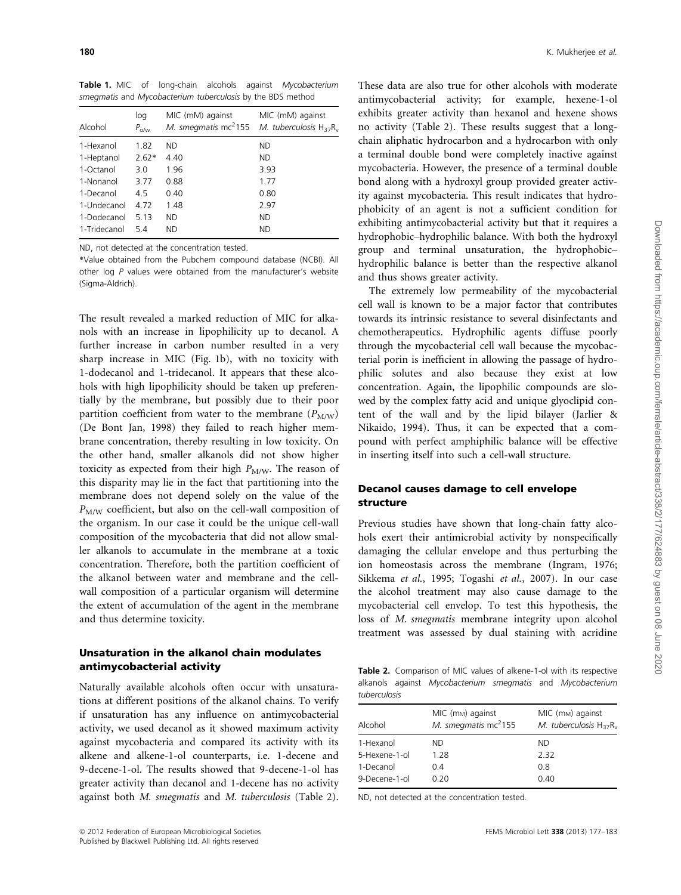**Table 1.** MIC of long-chain alcohols against *Mycobacterium smegmatis* and *Mycobacterium tuberculosis* by the BDS method

| Alcohol | log $P_{o/w}$ | MIC (mM) against *M. smegmatis* mc$^2$155 | MIC (mM) against *M. tuberculosis* $H_{37}R_v$ |
|---|---|---|---|
| 1-Hexanol | 1.82 | ND | ND |
| 1-Heptanol | 2.62* | 4.40 | ND |
| 1-Octanol | 3.0 | 1.96 | 3.93 |
| 1-Nonanol | 3.77 | 0.88 | 1.77 |
| 1-Decanol | 4.5 | 0.40 | 0.80 |
| 1-Undecanol | 4.72 | 1.48 | 2.97 |
| 1-Dodecanol | 5.13 | ND | ND |
| 1-Tridecanol | 5.4 | ND | ND |

ND, not detected at the concentration tested.

*Value obtained from the Pubchem compound database (NCBI). All other log *P* values were obtained from the manufacturer's website (Sigma-Aldrich).

The result revealed a marked reduction of MIC for alkanols with an increase in lipophilicity up to decanol. A further increase in carbon number resulted in a very sharp increase in MIC (Fig. 1b), with no toxicity with 1-dodecanol and 1-tridecanol. It appears that these alcohols with high lipophilicity should be taken up preferentially by the membrane, but possibly due to their poor partition coefficient from water to the membrane ($P_{M/W}$) (De Bont Jan, 1998) they failed to reach higher membrane concentration, thereby resulting in low toxicity. On the other hand, smaller alkanols did not show higher toxicity as expected from their high $P_{M/W}$. The reason of this disparity may lie in the fact that partitioning into the membrane does not depend solely on the value of the $P_{M/W}$ coefficient, but also on the cell-wall composition of the organism. In our case it could be the unique cell-wall composition of the mycobacteria that did not allow smaller alkanols to accumulate in the membrane at a toxic concentration. Therefore, both the partition coefficient of the alkanol between water and membrane and the cell-wall composition of a particular organism will determine the extent of accumulation of the agent in the membrane and thus determine toxicity.

### Unsaturation in the alkanol chain modulates antimycobacterial activity

Naturally available alcohols often occur with unsaturations at different positions of the alkanol chains. To verify if unsaturation has any influence on antimycobacterial activity, we used decanol as it showed maximum activity against mycobacteria and compared its activity with its alkene and alkene-1-ol counterparts, i.e. 1-decene and 9-decene-1-ol. The results showed that 9-decene-1-ol has greater activity than decanol and 1-decene has no activity against both *M. smegmatis* and *M. tuberculosis* (Table 2). These data are also true for other alcohols with moderate antimycobacterial activity; for example, hexene-1-ol exhibits greater activity than hexanol and hexene shows no activity (Table 2). These results suggest that a long-chain aliphatic hydrocarbon and a hydrocarbon with only a terminal double bond were completely inactive against mycobacteria. However, the presence of a terminal double bond along with a hydroxyl group provided greater activity against mycobacteria. This result indicates that hydrophobicity of an agent is not a sufficient condition for exhibiting antimycobacterial activity but that it requires a hydrophobic–hydrophilic balance. With both the hydroxyl group and terminal unsaturation, the hydrophobic–hydrophilic balance is better than the respective alkanol and thus shows greater activity.

The extremely low permeability of the mycobacterial cell wall is known to be a major factor that contributes towards its intrinsic resistance to several disinfectants and chemotherapeutics. Hydrophilic agents diffuse poorly through the mycobacterial cell wall because the mycobacterial porin is inefficient in allowing the passage of hydrophilic solutes and also because they exist at low concentration. Again, the lipophilic compounds are slowed by the complex fatty acid and unique glyoclipid content of the wall and by the lipid bilayer (Jarlier & Nikaido, 1994). Thus, it can be expected that a compound with perfect amphiphilic balance will be effective in inserting itself into such a cell-wall structure.

### Decanol causes damage to cell envelope structure

Previous studies have shown that long-chain fatty alcohols exert their antimicrobial activity by nonspecifically damaging the cellular envelope and thus perturbing the ion homeostasis across the membrane (Ingram, 1976; Sikkema *et al.*, 1995; Togashi *et al.*, 2007). In our case the alcohol treatment may also cause damage to the mycobacterial cell envelop. To test this hypothesis, the loss of *M. smegmatis* membrane integrity upon alcohol treatment was assessed by dual staining with acridine

**Table 2.** Comparison of MIC values of alkene-1-ol with its respective alkanols against *Mycobacterium smegmatis* and *Mycobacterium tuberculosis*

| Alcohol | MIC (mM) against *M. smegmatis* mc$^2$155 | MIC (mM) against *M. tuberculosis* $H_{37}R_v$ |
|---|---|---|
| 1-Hexanol | ND | ND |
| 5-Hexene-1-ol | 1.28 | 2.32 |
| 1-Decanol | 0.4 | 0.8 |
| 9-Decene-1-ol | 0.20 | 0.40 |

ND, not detected at the concentration tested.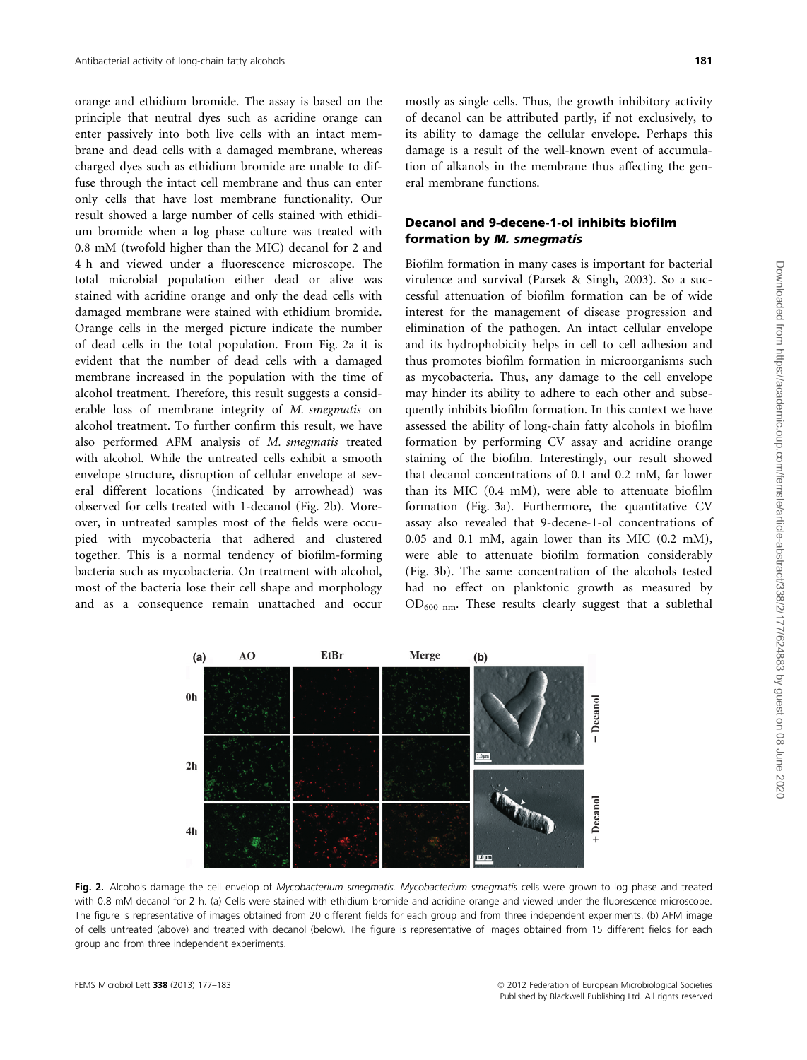orange and ethidium bromide. The assay is based on the principle that neutral dyes such as acridine orange can enter passively into both live cells with an intact membrane and dead cells with a damaged membrane, whereas charged dyes such as ethidium bromide are unable to diffuse through the intact cell membrane and thus can enter only cells that have lost membrane functionality. Our result showed a large number of cells stained with ethidium bromide when a log phase culture was treated with 0.8 mM (twofold higher than the MIC) decanol for 2 and 4 h and viewed under a fluorescence microscope. The total microbial population either dead or alive was stained with acridine orange and only the dead cells with damaged membrane were stained with ethidium bromide. Orange cells in the merged picture indicate the number of dead cells in the total population. From Fig. 2a it is evident that the number of dead cells with a damaged membrane increased in the population with the time of alcohol treatment. Therefore, this result suggests a considerable loss of membrane integrity of *M. smegmatis* on alcohol treatment. To further confirm this result, we have also performed AFM analysis of *M. smegmatis* treated with alcohol. While the untreated cells exhibit a smooth envelope structure, disruption of cellular envelope at several different locations (indicated by arrowhead) was observed for cells treated with 1-decanol (Fig. 2b). Moreover, in untreated samples most of the fields were occupied with mycobacteria that adhered and clustered together. This is a normal tendency of biofilm-forming bacteria such as mycobacteria. On treatment with alcohol, most of the bacteria lose their cell shape and morphology and as a consequence remain unattached and occur mostly as single cells. Thus, the growth inhibitory activity of decanol can be attributed partly, if not exclusively, to its ability to damage the cellular envelope. Perhaps this damage is a result of the well-known event of accumulation of alkanols in the membrane thus affecting the general membrane functions.

### Decanol and 9-decene-1-ol inhibits biofilm formation by *M. smegmatis*

Biofilm formation in many cases is important for bacterial virulence and survival (Parsek & Singh, 2003). So a successful attenuation of biofilm formation can be of wide interest for the management of disease progression and elimination of the pathogen. An intact cellular envelope and its hydrophobicity helps in cell to cell adhesion and thus promotes biofilm formation in microorganisms such as mycobacteria. Thus, any damage to the cell envelope may hinder its ability to adhere to each other and subsequently inhibits biofilm formation. In this context we have assessed the ability of long-chain fatty alcohols in biofilm formation by performing CV assay and acridine orange staining of the biofilm. Interestingly, our result showed that decanol concentrations of 0.1 and 0.2 mM, far lower than its MIC (0.4 mM), were able to attenuate biofilm formation (Fig. 3a). Furthermore, the quantitative CV assay also revealed that 9-decene-1-ol concentrations of 0.05 and 0.1 mM, again lower than its MIC (0.2 mM), were able to attenuate biofilm formation considerably (Fig. 3b). The same concentration of the alcohols tested had no effect on planktonic growth as measured by $OD_{600\ nm}$. These results clearly suggest that a sublethal

(a) AO EtBr Merge (b)
0h
2h
4h
– Decanol
+ Decanol
1.0 μm
1.0 μm

**Fig. 2.** Alcohols damage the cell envelop of *Mycobacterium smegmatis*. *Mycobacterium smegmatis* cells were grown to log phase and treated with 0.8 mM decanol for 2 h. (a) Cells were stained with ethidium bromide and acridine orange and viewed under the fluorescence microscope. The figure is representative of images obtained from 20 different fields for each group and from three independent experiments. (b) AFM image of cells untreated (above) and treated with decanol (below). The figure is representative of images obtained from 15 different fields for each group and from three independent experiments.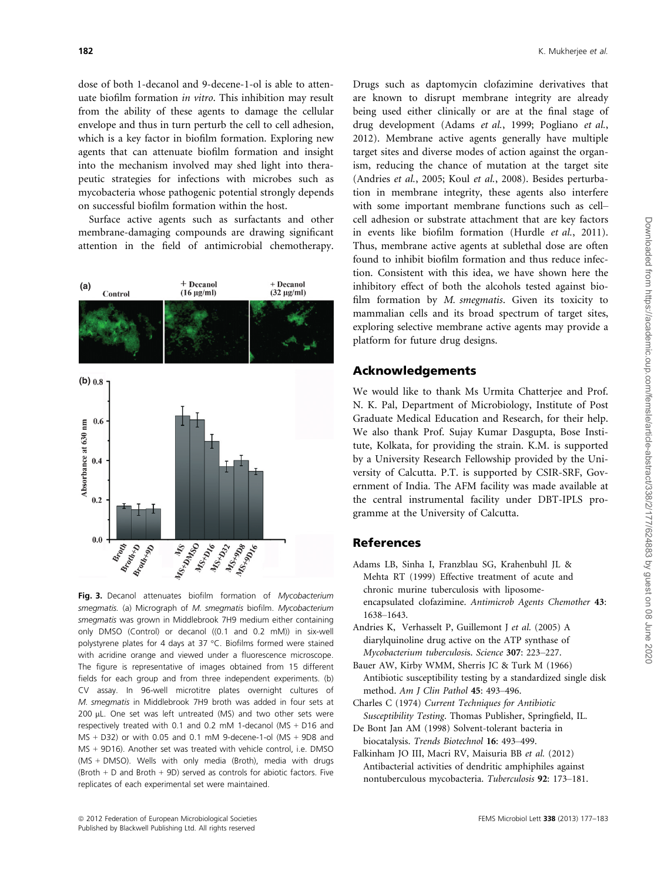dose of both 1-decanol and 9-decene-1-ol is able to attenuate biofilm formation *in vitro*. This inhibition may result from the ability of these agents to damage the cellular envelope and thus in turn perturb the cell to cell adhesion, which is a key factor in biofilm formation. Exploring new agents that can attenuate biofilm formation and insight into the mechanism involved may shed light into therapeutic strategies for infections with microbes such as mycobacteria whose pathogenic potential strongly depends on successful biofilm formation within the host.

Surface active agents such as surfactants and other membrane-damaging compounds are drawing significant attention in the field of antimicrobial chemotherapy. Drugs such as daptomycin clofazimine derivatives that are known to disrupt membrane integrity are already being used either clinically or are at the final stage of drug development (Adams *et al.*, 1999; Pogliano *et al.*, 2012). Membrane active agents generally have multiple target sites and diverse modes of action against the organism, reducing the chance of mutation at the target site (Andries *et al.*, 2005; Koul *et al.*, 2008). Besides perturbation in membrane integrity, these agents also interfere with some important membrane functions such as cell–cell adhesion or substrate attachment that are key factors in events like biofilm formation (Hurdle *et al.*, 2011). Thus, membrane active agents at sublethal dose are often found to inhibit biofilm formation and thus reduce infection. Consistent with this idea, we have shown here the inhibitory effect of both the alcohols tested against biofilm formation by *M. smegmatis*. Given its toxicity to mammalian cells and its broad spectrum of target sites, exploring selective membrane active agents may provide a platform for future drug designs.

**Fig. 3.** Decanol attenuates biofilm formation of *Mycobacterium smegmatis*. (a) Micrograph of *M. smegmatis* biofilm. *Mycobacterium smegmatis* was grown in Middlebrook 7H9 medium either containing only DMSO (Control) or decanol ((0.1 and 0.2 mM)) in six-well polystyrene plates for 4 days at 37 °C. Biofilms formed were stained with acridine orange and viewed under a fluorescence microscope. The figure is representative of images obtained from 15 different fields for each group and from three independent experiments. (b) CV assay. In 96-well microtitre plates overnight cultures of *M. smegmatis* in Middlebrook 7H9 broth was added in four sets at 200 μL. One set was left untreated (MS) and two other sets were respectively treated with 0.1 and 0.2 mM 1-decanol (MS + D16 and MS + D32) or with 0.05 and 0.1 mM 9-decene-1-ol (MS + 9D8 and MS + 9D16). Another set was treated with vehicle control, i.e. DMSO (MS + DMSO). Wells with only media (Broth), media with drugs (Broth + D and Broth + 9D) served as controls for abiotic factors. Five replicates of each experimental set were maintained.

## Acknowledgements

We would like to thank Ms Urmita Chatterjee and Prof. N. K. Pal, Department of Microbiology, Institute of Post Graduate Medical Education and Research, for their help. We also thank Prof. Sujay Kumar Dasgupta, Bose Institute, Kolkata, for providing the strain. K.M. is supported by a University Research Fellowship provided by the University of Calcutta. P.T. is supported by CSIR-SRF, Government of India. The AFM facility was made available at the central instrumental facility under DBT-IPLS programme at the University of Calcutta.

## References

Adams LB, Sinha I, Franzblau SG, Krahenbuhl JL & Mehta RT (1999) Effective treatment of acute and chronic murine tuberculosis with liposome-encapsulated clofazimine. *Antimicrob Agents Chemother* **43**: 1638–1643.

Andries K, Verhasselt P, Guillemont J *et al.* (2005) A diarylquinoline drug active on the ATP synthase of *Mycobacterium tuberculosis*. *Science* **307**: 223–227.

Bauer AW, Kirby WMM, Sherris JC & Turk M (1966) Antibiotic susceptibility testing by a standardized single disk method. *Am J Clin Pathol* **45**: 493–496.

Charles C (1974) *Current Techniques for Antibiotic Susceptibility Testing*. Thomas Publisher, Springfield, IL.

De Bont Jan AM (1998) Solvent-tolerant bacteria in biocatalysis. *Trends Biotechnol* **16**: 493–499.

Falkinham JO III, Macri RV, Maisuria BB *et al.* (2012) Antibacterial activities of dendritic amphiphiles against nontuberculous mycobacteria. *Tuberculosis* **92**: 173–181.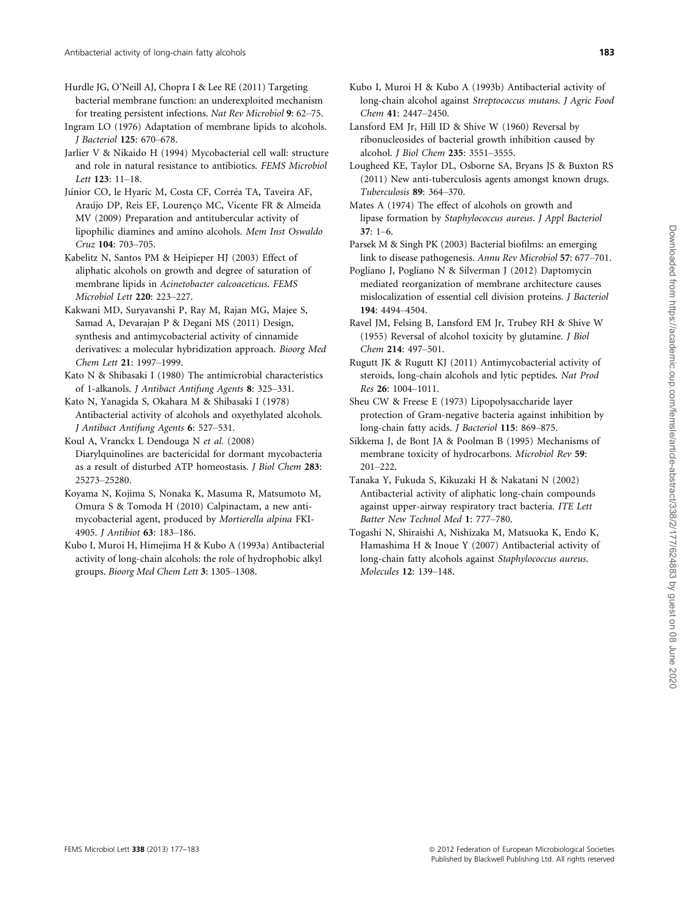Hurdle JG, O'Neill AJ, Chopra I & Lee RE (2011) Targeting bacterial membrane function: an underexploited mechanism for treating persistent infections. *Nat Rev Microbiol* **9**: 62–75.

Ingram LO (1976) Adaptation of membrane lipids to alcohols. *J Bacteriol* **125**: 670–678.

Jarlier V & Nikaido H (1994) Mycobacterial cell wall: structure and role in natural resistance to antibiotics. *FEMS Microbiol Lett* **123**: 11–18.

Júnior CO, le Hyaric M, Costa CF, Corrêa TA, Taveira AF, Araújo DP, Reis EF, Lourenço MC, Vicente FR & Almeida MV (2009) Preparation and antitubercular activity of lipophilic diamines and amino alcohols. *Mem Inst Oswaldo Cruz* **104**: 703–705.

Kabelitz N, Santos PM & Heipieper HJ (2003) Effect of aliphatic alcohols on growth and degree of saturation of membrane lipids in *Acinetobacter calcoaceticus*. *FEMS Microbiol Lett* **220**: 223–227.

Kakwani MD, Suryavanshi P, Ray M, Rajan MG, Majee S, Samad A, Devarajan P & Degani MS (2011) Design, synthesis and antimycobacterial activity of cinnamide derivatives: a molecular hybridization approach. *Bioorg Med Chem Lett* **21**: 1997–1999.

Kato N & Shibasaki I (1980) The antimicrobial characteristics of 1-alkanols. *J Antibact Antifung Agents* **8**: 325–331.

Kato N, Yanagida S, Okahara M & Shibasaki I (1978) Antibacterial activity of alcohols and oxyethylated alcohols. *J Antibact Antifung Agents* **6**: 527–531.

Koul A, Vranckx L Dendouga N *et al.* (2008) Diarylquinolines are bactericidal for dormant mycobacteria as a result of disturbed ATP homeostasis. *J Biol Chem* **283**: 25273–25280.

Koyama N, Kojima S, Nonaka K, Masuma R, Matsumoto M, Omura S & Tomoda H (2010) Calpinactam, a new anti-mycobacterial agent, produced by *Mortierella alpina* FKI-4905. *J Antibiot* **63**: 183–186.

Kubo I, Muroi H, Himejima H & Kubo A (1993a) Antibacterial activity of long-chain alcohols: the role of hydrophobic alkyl groups. *Bioorg Med Chem Lett* **3**: 1305–1308.

Kubo I, Muroi H & Kubo A (1993b) Antibacterial activity of long-chain alcohol against *Streptococcus mutans*. *J Agric Food Chem* **41**: 2447–2450.

Lansford EM Jr, Hill ID & Shive W (1960) Reversal by ribonucleosides of bacterial growth inhibition caused by alcohol. *J Biol Chem* **235**: 3551–3555.

Lougheed KE, Taylor DL, Osborne SA, Bryans JS & Buxton RS (2011) New anti-tuberculosis agents amongst known drugs. *Tuberculosis* **89**: 364–370.

Mates A (1974) The effect of alcohols on growth and lipase formation by *Staphylococcus aureus*. *J Appl Bacteriol* **37**: 1–6.

Parsek M & Singh PK (2003) Bacterial biofilms: an emerging link to disease pathogenesis. *Annu Rev Microbiol* **57**: 677–701.

Pogliano J, Pogliano N & Silverman J (2012) Daptomycin mediated reorganization of membrane architecture causes mislocalization of essential cell division proteins. *J Bacteriol* **194**: 4494–4504.

Ravel JM, Felsing B, Lansford EM Jr, Trubey RH & Shive W (1955) Reversal of alcohol toxicity by glutamine. *J Biol Chem* **214**: 497–501.

Rugutt JK & Rugutt KJ (2011) Antimycobacterial activity of steroids, long-chain alcohols and lytic peptides. *Nat Prod Res* **26**: 1004–1011.

Sheu CW & Freese E (1973) Lipopolysaccharide layer protection of Gram-negative bacteria against inhibition by long-chain fatty acids. *J Bacteriol* **115**: 869–875.

Sikkema J, de Bont JA & Poolman B (1995) Mechanisms of membrane toxicity of hydrocarbons. *Microbiol Rev* **59**: 201–222.

Tanaka Y, Fukuda S, Kikuzaki H & Nakatani N (2002) Antibacterial activity of aliphatic long-chain compounds against upper-airway respiratory tract bacteria. *ITE Lett Batter New Technol Med* **1**: 777–780.

Togashi N, Shiraishi A, Nishizaka M, Matsuoka K, Endo K, Hamashima H & Inoue Y (2007) Antibacterial activity of long-chain fatty alcohols against *Staphylococcus aureus*. *Molecules* **12**: 139–148.